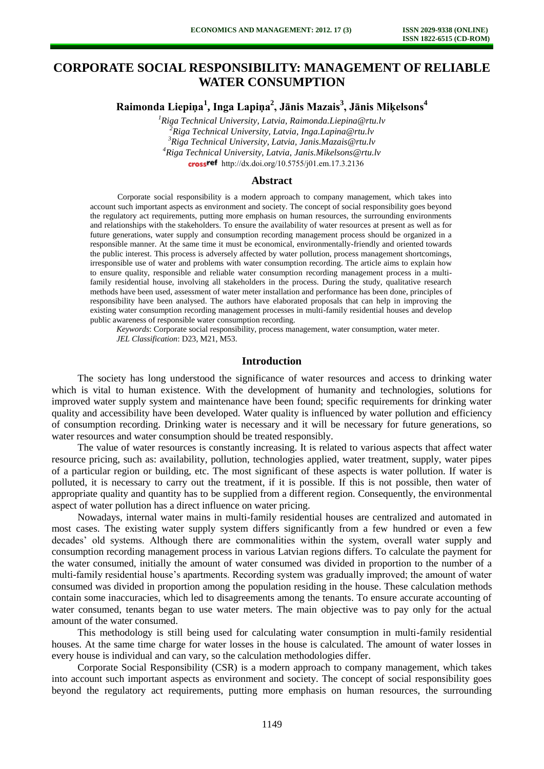# CORPORATE SOCIAL RESPONSIBILITY: MANAGEMENT OF RELIABLE WATER CONSUMPTION

**Raimonda Liepiņa[1], Inga Lapiņa[2], Jānis Mazais[3], Jānis Miķelsons[4]**

*[1]Riga Technical University, Latvia, Raimonda.Liepina@rtu.lv*
*[2]Riga Technical University, Latvia, Inga.Lapina@rtu.lv*
*[3]Riga Technical University, Latvia, Janis.Mazais@rtu.lv*
*[4]Riga Technical University, Latvia, Janis.Mikelsons@rtu.lv*

http://dx.doi.org/10.5755/j01.em.17.3.2136

## Abstract

Corporate social responsibility is a modern approach to company management, which takes into account such important aspects as environment and society. The concept of social responsibility goes beyond the regulatory act requirements, putting more emphasis on human resources, the surrounding environments and relationships with the stakeholders. To ensure the availability of water resources at present as well as for future generations, water supply and consumption recording management process should be organized in a responsible manner. At the same time it must be economical, environmentally-friendly and oriented towards the public interest. This process is adversely affected by water pollution, process management shortcomings, irresponsible use of water and problems with water consumption recording. The article aims to explain how to ensure quality, responsible and reliable water consumption recording management process in a multi-family residential house, involving all stakeholders in the process. During the study, qualitative research methods have been used, assessment of water meter installation and performance has been done, principles of responsibility have been analysed. The authors have elaborated proposals that can help in improving the existing water consumption recording management processes in multi-family residential houses and develop public awareness of responsible water consumption recording.

*Keywords*: Corporate social responsibility, process management, water consumption, water meter.
*JEL Classification*: D23, M21, M53.

## Introduction

The society has long understood the significance of water resources and access to drinking water which is vital to human existence. With the development of humanity and technologies, solutions for improved water supply system and maintenance have been found; specific requirements for drinking water quality and accessibility have been developed. Water quality is influenced by water pollution and efficiency of consumption recording. Drinking water is necessary and it will be necessary for future generations, so water resources and water consumption should be treated responsibly.

The value of water resources is constantly increasing. It is related to various aspects that affect water resource pricing, such as: availability, pollution, technologies applied, water treatment, supply, water pipes of a particular region or building, etc. The most significant of these aspects is water pollution. If water is polluted, it is necessary to carry out the treatment, if it is possible. If this is not possible, then water of appropriate quality and quantity has to be supplied from a different region. Consequently, the environmental aspect of water pollution has a direct influence on water pricing.

Nowadays, internal water mains in multi-family residential houses are centralized and automated in most cases. The existing water supply system differs significantly from a few hundred or even a few decades' old systems. Although there are commonalities within the system, overall water supply and consumption recording management process in various Latvian regions differs. To calculate the payment for the water consumed, initially the amount of water consumed was divided in proportion to the number of a multi-family residential house's apartments. Recording system was gradually improved; the amount of water consumed was divided in proportion among the population residing in the house. These calculation methods contain some inaccuracies, which led to disagreements among the tenants. To ensure accurate accounting of water consumed, tenants began to use water meters. The main objective was to pay only for the actual amount of the water consumed.

This methodology is still being used for calculating water consumption in multi-family residential houses. At the same time charge for water losses in the house is calculated. The amount of water losses in every house is individual and can vary, so the calculation methodologies differ.

Corporate Social Responsibility (CSR) is a modern approach to company management, which takes into account such important aspects as environment and society. The concept of social responsibility goes beyond the regulatory act requirements, putting more emphasis on human resources, the surrounding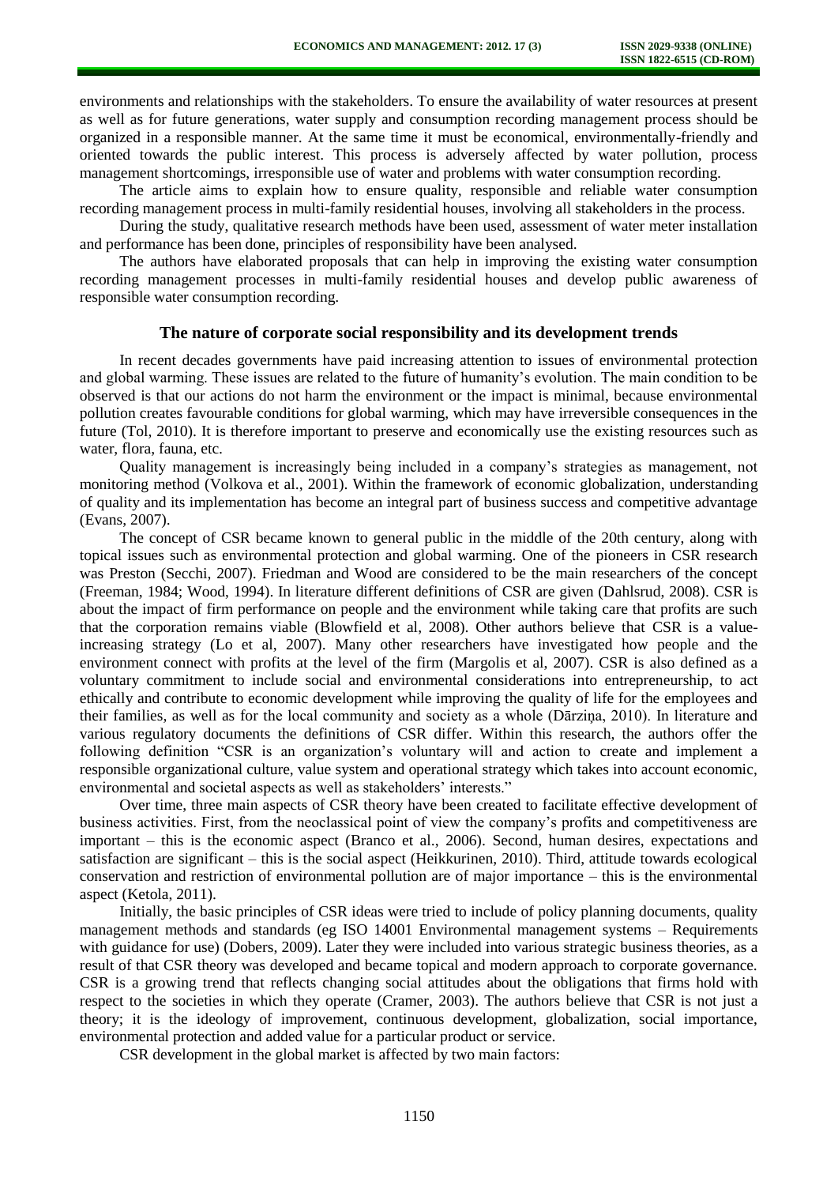environments and relationships with the stakeholders. To ensure the availability of water resources at present as well as for future generations, water supply and consumption recording management process should be organized in a responsible manner. At the same time it must be economical, environmentally-friendly and oriented towards the public interest. This process is adversely affected by water pollution, process management shortcomings, irresponsible use of water and problems with water consumption recording.

The article aims to explain how to ensure quality, responsible and reliable water consumption recording management process in multi-family residential houses, involving all stakeholders in the process.

During the study, qualitative research methods have been used, assessment of water meter installation and performance has been done, principles of responsibility have been analysed.

The authors have elaborated proposals that can help in improving the existing water consumption recording management processes in multi-family residential houses and develop public awareness of responsible water consumption recording.

## The nature of corporate social responsibility and its development trends

In recent decades governments have paid increasing attention to issues of environmental protection and global warming. These issues are related to the future of humanity's evolution. The main condition to be observed is that our actions do not harm the environment or the impact is minimal, because environmental pollution creates favourable conditions for global warming, which may have irreversible consequences in the future (Tol, 2010). It is therefore important to preserve and economically use the existing resources such as water, flora, fauna, etc.

Quality management is increasingly being included in a company's strategies as management, not monitoring method (Volkova et al., 2001). Within the framework of economic globalization, understanding of quality and its implementation has become an integral part of business success and competitive advantage (Evans, 2007).

The concept of CSR became known to general public in the middle of the 20th century, along with topical issues such as environmental protection and global warming. One of the pioneers in CSR research was Preston (Secchi, 2007). Friedman and Wood are considered to be the main researchers of the concept (Freeman, 1984; Wood, 1994). In literature different definitions of CSR are given (Dahlsrud, 2008). CSR is about the impact of firm performance on people and the environment while taking care that profits are such that the corporation remains viable (Blowfield et al, 2008). Other authors believe that CSR is a value-increasing strategy (Lo et al, 2007). Many other researchers have investigated how people and the environment connect with profits at the level of the firm (Margolis et al, 2007). CSR is also defined as a voluntary commitment to include social and environmental considerations into entrepreneurship, to act ethically and contribute to economic development while improving the quality of life for the employees and their families, as well as for the local community and society as a whole (Dārziņa, 2010). In literature and various regulatory documents the definitions of CSR differ. Within this research, the authors offer the following definition "CSR is an organization's voluntary will and action to create and implement a responsible organizational culture, value system and operational strategy which takes into account economic, environmental and societal aspects as well as stakeholders' interests."

Over time, three main aspects of CSR theory have been created to facilitate effective development of business activities. First, from the neoclassical point of view the company's profits and competitiveness are important – this is the economic aspect (Branco et al., 2006). Second, human desires, expectations and satisfaction are significant – this is the social aspect (Heikkurinen, 2010). Third, attitude towards ecological conservation and restriction of environmental pollution are of major importance – this is the environmental aspect (Ketola, 2011).

Initially, the basic principles of CSR ideas were tried to include of policy planning documents, quality management methods and standards (eg ISO 14001 Environmental management systems – Requirements with guidance for use) (Dobers, 2009). Later they were included into various strategic business theories, as a result of that CSR theory was developed and became topical and modern approach to corporate governance. CSR is a growing trend that reflects changing social attitudes about the obligations that firms hold with respect to the societies in which they operate (Cramer, 2003). The authors believe that CSR is not just a theory; it is the ideology of improvement, continuous development, globalization, social importance, environmental protection and added value for a particular product or service.

CSR development in the global market is affected by two main factors: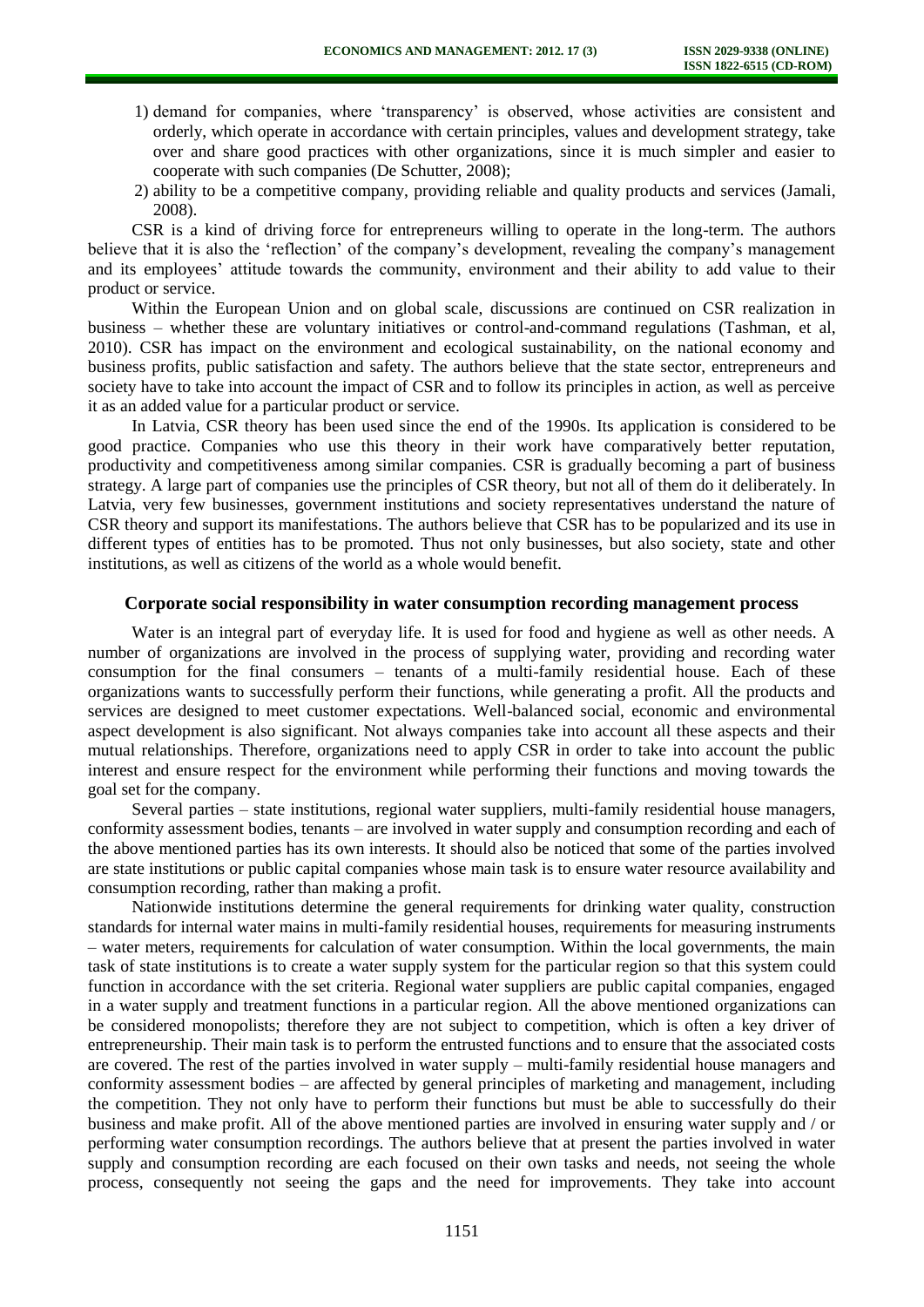1) demand for companies, where 'transparency' is observed, whose activities are consistent and orderly, which operate in accordance with certain principles, values and development strategy, take over and share good practices with other organizations, since it is much simpler and easier to cooperate with such companies (De Schutter, 2008);
2) ability to be a competitive company, providing reliable and quality products and services (Jamali, 2008).

CSR is a kind of driving force for entrepreneurs willing to operate in the long-term. The authors believe that it is also the 'reflection' of the company's development, revealing the company's management and its employees' attitude towards the community, environment and their ability to add value to their product or service.

Within the European Union and on global scale, discussions are continued on CSR realization in business – whether these are voluntary initiatives or control-and-command regulations (Tashman, et al, 2010). CSR has impact on the environment and ecological sustainability, on the national economy and business profits, public satisfaction and safety. The authors believe that the state sector, entrepreneurs and society have to take into account the impact of CSR and to follow its principles in action, as well as perceive it as an added value for a particular product or service.

In Latvia, CSR theory has been used since the end of the 1990s. Its application is considered to be good practice. Companies who use this theory in their work have comparatively better reputation, productivity and competitiveness among similar companies. CSR is gradually becoming a part of business strategy. A large part of companies use the principles of CSR theory, but not all of them do it deliberately. In Latvia, very few businesses, government institutions and society representatives understand the nature of CSR theory and support its manifestations. The authors believe that CSR has to be popularized and its use in different types of entities has to be promoted. Thus not only businesses, but also society, state and other institutions, as well as citizens of the world as a whole would benefit.

## Corporate social responsibility in water consumption recording management process

Water is an integral part of everyday life. It is used for food and hygiene as well as other needs. A number of organizations are involved in the process of supplying water, providing and recording water consumption for the final consumers – tenants of a multi-family residential house. Each of these organizations wants to successfully perform their functions, while generating a profit. All the products and services are designed to meet customer expectations. Well-balanced social, economic and environmental aspect development is also significant. Not always companies take into account all these aspects and their mutual relationships. Therefore, organizations need to apply CSR in order to take into account the public interest and ensure respect for the environment while performing their functions and moving towards the goal set for the company.

Several parties – state institutions, regional water suppliers, multi-family residential house managers, conformity assessment bodies, tenants – are involved in water supply and consumption recording and each of the above mentioned parties has its own interests. It should also be noticed that some of the parties involved are state institutions or public capital companies whose main task is to ensure water resource availability and consumption recording, rather than making a profit.

Nationwide institutions determine the general requirements for drinking water quality, construction standards for internal water mains in multi-family residential houses, requirements for measuring instruments – water meters, requirements for calculation of water consumption. Within the local governments, the main task of state institutions is to create a water supply system for the particular region so that this system could function in accordance with the set criteria. Regional water suppliers are public capital companies, engaged in a water supply and treatment functions in a particular region. All the above mentioned organizations can be considered monopolists; therefore they are not subject to competition, which is often a key driver of entrepreneurship. Their main task is to perform the entrusted functions and to ensure that the associated costs are covered. The rest of the parties involved in water supply – multi-family residential house managers and conformity assessment bodies – are affected by general principles of marketing and management, including the competition. They not only have to perform their functions but must be able to successfully do their business and make profit. All of the above mentioned parties are involved in ensuring water supply and / or performing water consumption recordings. The authors believe that at present the parties involved in water supply and consumption recording are each focused on their own tasks and needs, not seeing the whole process, consequently not seeing the gaps and the need for improvements. They take into account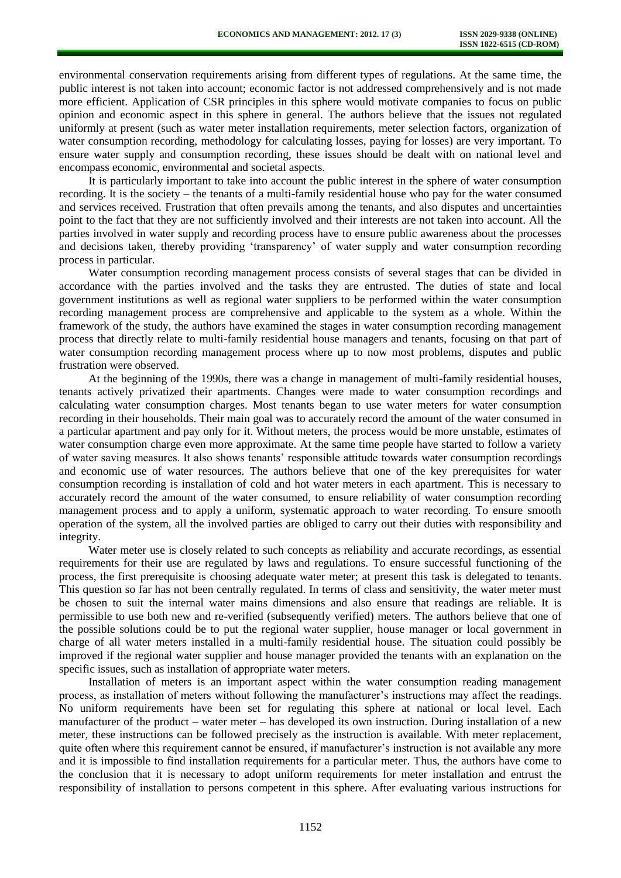environmental conservation requirements arising from different types of regulations. At the same time, the public interest is not taken into account; economic factor is not addressed comprehensively and is not made more efficient. Application of CSR principles in this sphere would motivate companies to focus on public opinion and economic aspect in this sphere in general. The authors believe that the issues not regulated uniformly at present (such as water meter installation requirements, meter selection factors, organization of water consumption recording, methodology for calculating losses, paying for losses) are very important. To ensure water supply and consumption recording, these issues should be dealt with on national level and encompass economic, environmental and societal aspects.

It is particularly important to take into account the public interest in the sphere of water consumption recording. It is the society – the tenants of a multi-family residential house who pay for the water consumed and services received. Frustration that often prevails among the tenants, and also disputes and uncertainties point to the fact that they are not sufficiently involved and their interests are not taken into account. All the parties involved in water supply and recording process have to ensure public awareness about the processes and decisions taken, thereby providing 'transparency' of water supply and water consumption recording process in particular.

Water consumption recording management process consists of several stages that can be divided in accordance with the parties involved and the tasks they are entrusted. The duties of state and local government institutions as well as regional water suppliers to be performed within the water consumption recording management process are comprehensive and applicable to the system as a whole. Within the framework of the study, the authors have examined the stages in water consumption recording management process that directly relate to multi-family residential house managers and tenants, focusing on that part of water consumption recording management process where up to now most problems, disputes and public frustration were observed.

At the beginning of the 1990s, there was a change in management of multi-family residential houses, tenants actively privatized their apartments. Changes were made to water consumption recordings and calculating water consumption charges. Most tenants began to use water meters for water consumption recording in their households. Their main goal was to accurately record the amount of the water consumed in a particular apartment and pay only for it. Without meters, the process would be more unstable, estimates of water consumption charge even more approximate. At the same time people have started to follow a variety of water saving measures. It also shows tenants' responsible attitude towards water consumption recordings and economic use of water resources. The authors believe that one of the key prerequisites for water consumption recording is installation of cold and hot water meters in each apartment. This is necessary to accurately record the amount of the water consumed, to ensure reliability of water consumption recording management process and to apply a uniform, systematic approach to water recording. To ensure smooth operation of the system, all the involved parties are obliged to carry out their duties with responsibility and integrity.

Water meter use is closely related to such concepts as reliability and accurate recordings, as essential requirements for their use are regulated by laws and regulations. To ensure successful functioning of the process, the first prerequisite is choosing adequate water meter; at present this task is delegated to tenants. This question so far has not been centrally regulated. In terms of class and sensitivity, the water meter must be chosen to suit the internal water mains dimensions and also ensure that readings are reliable. It is permissible to use both new and re-verified (subsequently verified) meters. The authors believe that one of the possible solutions could be to put the regional water supplier, house manager or local government in charge of all water meters installed in a multi-family residential house. The situation could possibly be improved if the regional water supplier and house manager provided the tenants with an explanation on the specific issues, such as installation of appropriate water meters.

Installation of meters is an important aspect within the water consumption reading management process, as installation of meters without following the manufacturer's instructions may affect the readings. No uniform requirements have been set for regulating this sphere at national or local level. Each manufacturer of the product – water meter – has developed its own instruction. During installation of a new meter, these instructions can be followed precisely as the instruction is available. With meter replacement, quite often where this requirement cannot be ensured, if manufacturer's instruction is not available any more and it is impossible to find installation requirements for a particular meter. Thus, the authors have come to the conclusion that it is necessary to adopt uniform requirements for meter installation and entrust the responsibility of installation to persons competent in this sphere. After evaluating various instructions for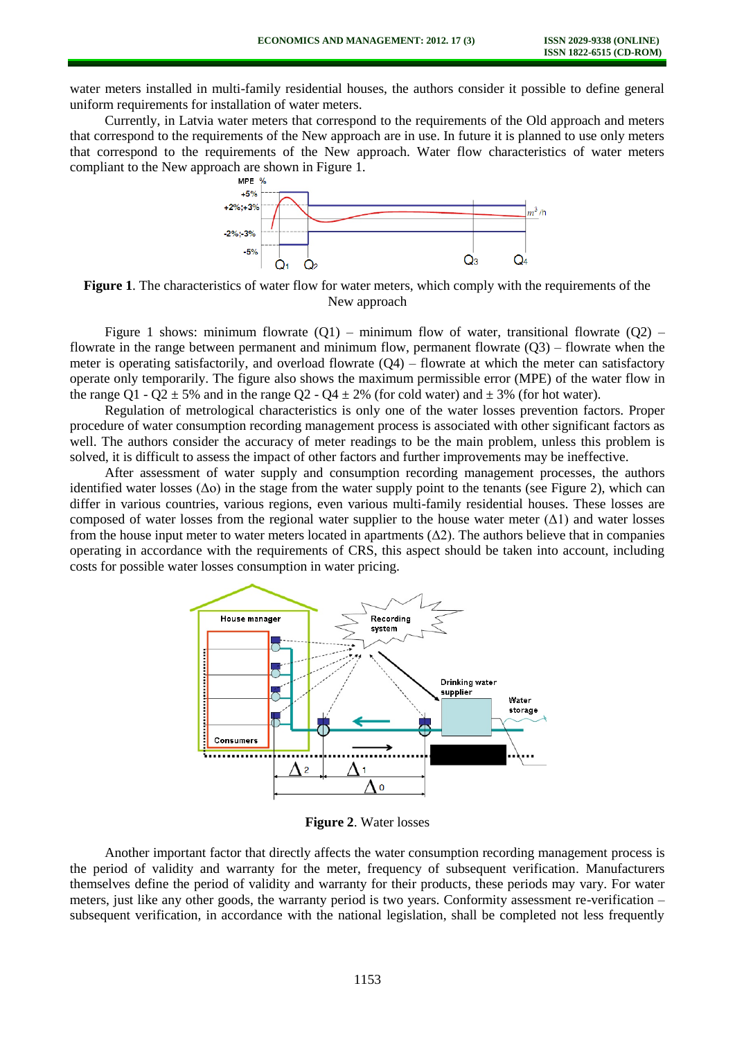water meters installed in multi-family residential houses, the authors consider it possible to define general uniform requirements for installation of water meters.

Currently, in Latvia water meters that correspond to the requirements of the Old approach and meters that correspond to the requirements of the New approach are in use. In future it is planned to use only meters that correspond to the requirements of the New approach. Water flow characteristics of water meters compliant to the New approach are shown in Figure 1.

**Figure 1**. The characteristics of water flow for water meters, which comply with the requirements of the New approach

Figure 1 shows: minimum flowrate (Q1) – minimum flow of water, transitional flowrate (Q2) – flowrate in the range between permanent and minimum flow, permanent flowrate (Q3) – flowrate when the meter is operating satisfactorily, and overload flowrate (Q4) – flowrate at which the meter can satisfactory operate only temporarily. The figure also shows the maximum permissible error (MPE) of the water flow in the range Q1 - Q2 ± 5% and in the range Q2 - Q4 ± 2% (for cold water) and ± 3% (for hot water).

Regulation of metrological characteristics is only one of the water losses prevention factors. Proper procedure of water consumption recording management process is associated with other significant factors as well. The authors consider the accuracy of meter readings to be the main problem, unless this problem is solved, it is difficult to assess the impact of other factors and further improvements may be ineffective.

After assessment of water supply and consumption recording management processes, the authors identified water losses ($\Delta o$) in the stage from the water supply point to the tenants (see Figure 2), which can differ in various countries, various regions, even various multi-family residential houses. These losses are composed of water losses from the regional water supplier to the house water meter ($\Delta 1$) and water losses from the house input meter to water meters located in apartments ($\Delta 2$). The authors believe that in companies operating in accordance with the requirements of CRS, this aspect should be taken into account, including costs for possible water losses consumption in water pricing.

**Figure 2**. Water losses

Another important factor that directly affects the water consumption recording management process is the period of validity and warranty for the meter, frequency of subsequent verification. Manufacturers themselves define the period of validity and warranty for their products, these periods may vary. For water meters, just like any other goods, the warranty period is two years. Conformity assessment re-verification – subsequent verification, in accordance with the national legislation, shall be completed not less frequently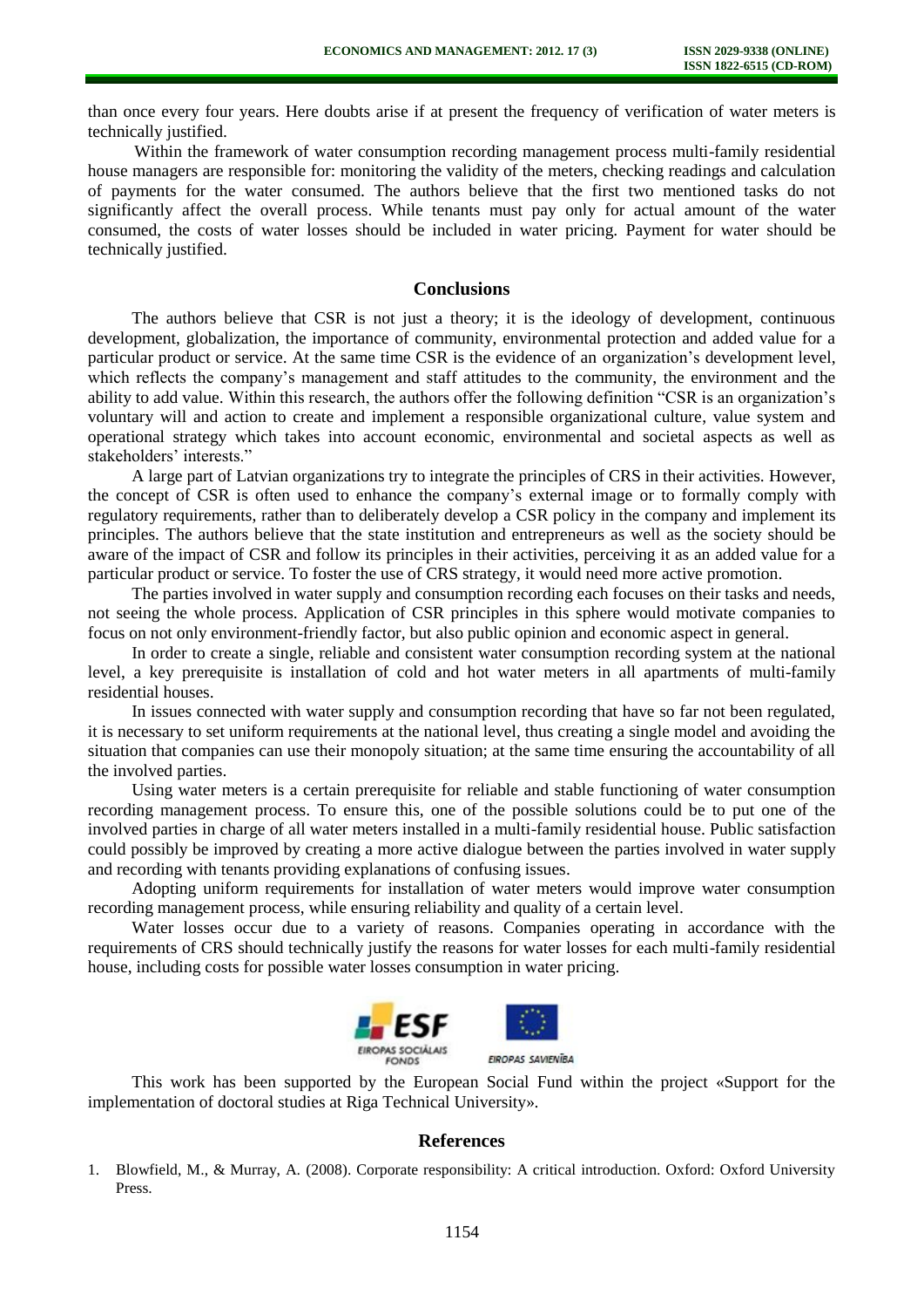than once every four years. Here doubts arise if at present the frequency of verification of water meters is technically justified.

Within the framework of water consumption recording management process multi-family residential house managers are responsible for: monitoring the validity of the meters, checking readings and calculation of payments for the water consumed. The authors believe that the first two mentioned tasks do not significantly affect the overall process. While tenants must pay only for actual amount of the water consumed, the costs of water losses should be included in water pricing. Payment for water should be technically justified.

## Conclusions

The authors believe that CSR is not just a theory; it is the ideology of development, continuous development, globalization, the importance of community, environmental protection and added value for a particular product or service. At the same time CSR is the evidence of an organization's development level, which reflects the company's management and staff attitudes to the community, the environment and the ability to add value. Within this research, the authors offer the following definition "CSR is an organization's voluntary will and action to create and implement a responsible organizational culture, value system and operational strategy which takes into account economic, environmental and societal aspects as well as stakeholders' interests."

A large part of Latvian organizations try to integrate the principles of CRS in their activities. However, the concept of CSR is often used to enhance the company's external image or to formally comply with regulatory requirements, rather than to deliberately develop a CSR policy in the company and implement its principles. The authors believe that the state institution and entrepreneurs as well as the society should be aware of the impact of CSR and follow its principles in their activities, perceiving it as an added value for a particular product or service. To foster the use of CRS strategy, it would need more active promotion.

The parties involved in water supply and consumption recording each focuses on their tasks and needs, not seeing the whole process. Application of CSR principles in this sphere would motivate companies to focus on not only environment-friendly factor, but also public opinion and economic aspect in general.

In order to create a single, reliable and consistent water consumption recording system at the national level, a key prerequisite is installation of cold and hot water meters in all apartments of multi-family residential houses.

In issues connected with water supply and consumption recording that have so far not been regulated, it is necessary to set uniform requirements at the national level, thus creating a single model and avoiding the situation that companies can use their monopoly situation; at the same time ensuring the accountability of all the involved parties.

Using water meters is a certain prerequisite for reliable and stable functioning of water consumption recording management process. To ensure this, one of the possible solutions could be to put one of the involved parties in charge of all water meters installed in a multi-family residential house. Public satisfaction could possibly be improved by creating a more active dialogue between the parties involved in water supply and recording with tenants providing explanations of confusing issues.

Adopting uniform requirements for installation of water meters would improve water consumption recording management process, while ensuring reliability and quality of a certain level.

Water losses occur due to a variety of reasons. Companies operating in accordance with the requirements of CRS should technically justify the reasons for water losses for each multi-family residential house, including costs for possible water losses consumption in water pricing.

ESF EIROPAS SOCIĀLAIS FONDS EIROPAS SAVIENĪBA

This work has been supported by the European Social Fund within the project «Support for the implementation of doctoral studies at Riga Technical University».

## References

1. Blowfield, M., & Murray, A. (2008). Corporate responsibility: A critical introduction. Oxford: Oxford University Press.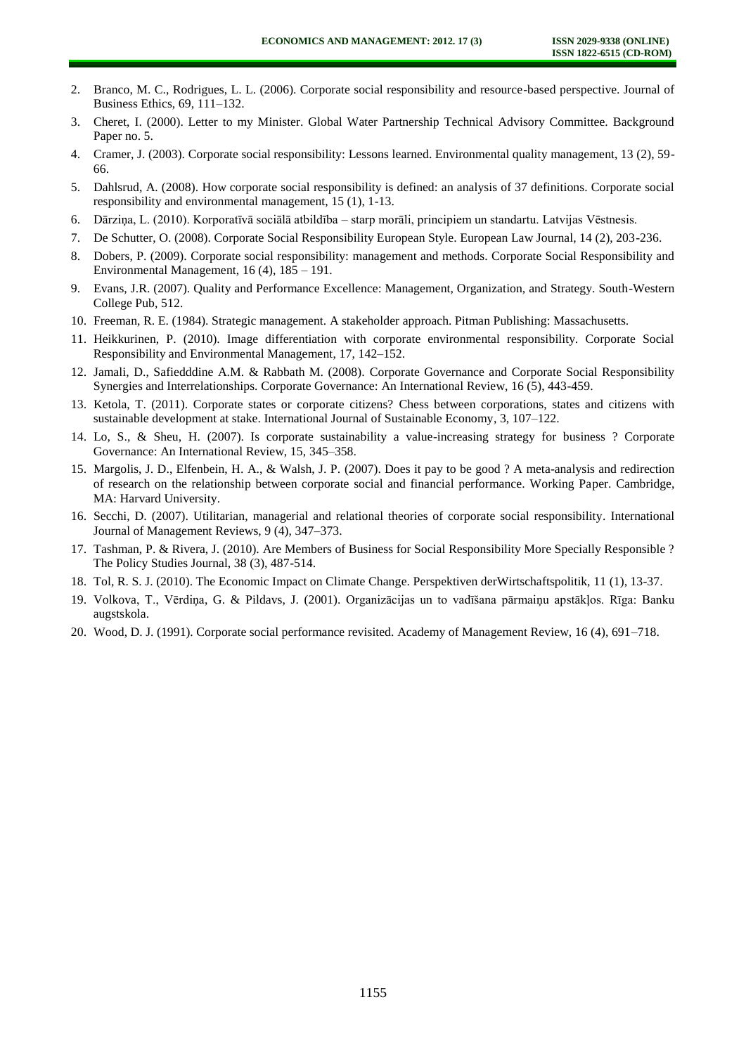2. Branco, M. C., Rodrigues, L. L. (2006). Corporate social responsibility and resource-based perspective. Journal of Business Ethics, 69, 111–132.
3. Cheret, I. (2000). Letter to my Minister. Global Water Partnership Technical Advisory Committee. Background Paper no. 5.
4. Cramer, J. (2003). Corporate social responsibility: Lessons learned. Environmental quality management, 13 (2), 59-66.
5. Dahlsrud, A. (2008). How corporate social responsibility is defined: an analysis of 37 definitions. Corporate social responsibility and environmental management, 15 (1), 1-13.
6. Dārziņa, L. (2010). Korporatīvā sociālā atbildība – starp morāli, principiem un standartu. Latvijas Vēstnesis.
7. De Schutter, O. (2008). Corporate Social Responsibility European Style. European Law Journal, 14 (2), 203-236.
8. Dobers, P. (2009). Corporate social responsibility: management and methods. Corporate Social Responsibility and Environmental Management, 16 (4), 185 – 191.
9. Evans, J.R. (2007). Quality and Performance Excellence: Management, Organization, and Strategy. South-Western College Pub, 512.
10. Freeman, R. E. (1984). Strategic management. A stakeholder approach. Pitman Publishing: Massachusetts.
11. Heikkurinen, P. (2010). Image differentiation with corporate environmental responsibility. Corporate Social Responsibility and Environmental Management, 17, 142–152.
12. Jamali, D., Safiedddine A.M. & Rabbath M. (2008). Corporate Governance and Corporate Social Responsibility Synergies and Interrelationships. Corporate Governance: An International Review, 16 (5), 443-459.
13. Ketola, T. (2011). Corporate states or corporate citizens? Chess between corporations, states and citizens with sustainable development at stake. International Journal of Sustainable Economy, 3, 107–122.
14. Lo, S., & Sheu, H. (2007). Is corporate sustainability a value-increasing strategy for business ? Corporate Governance: An International Review, 15, 345–358.
15. Margolis, J. D., Elfenbein, H. A., & Walsh, J. P. (2007). Does it pay to be good ? A meta-analysis and redirection of research on the relationship between corporate social and financial performance. Working Paper. Cambridge, MA: Harvard University.
16. Secchi, D. (2007). Utilitarian, managerial and relational theories of corporate social responsibility. International Journal of Management Reviews, 9 (4), 347–373.
17. Tashman, P. & Rivera, J. (2010). Are Members of Business for Social Responsibility More Specially Responsible ? The Policy Studies Journal, 38 (3), 487-514.
18. Tol, R. S. J. (2010). The Economic Impact on Climate Change. Perspektiven derWirtschaftspolitik, 11 (1), 13-37.
19. Volkova, T., Vērdiņa, G. & Pildavs, J. (2001). Organizācijas un to vadīšana pārmaiņu apstākļos. Rīga: Banku augstskola.
20. Wood, D. J. (1991). Corporate social performance revisited. Academy of Management Review, 16 (4), 691–718.